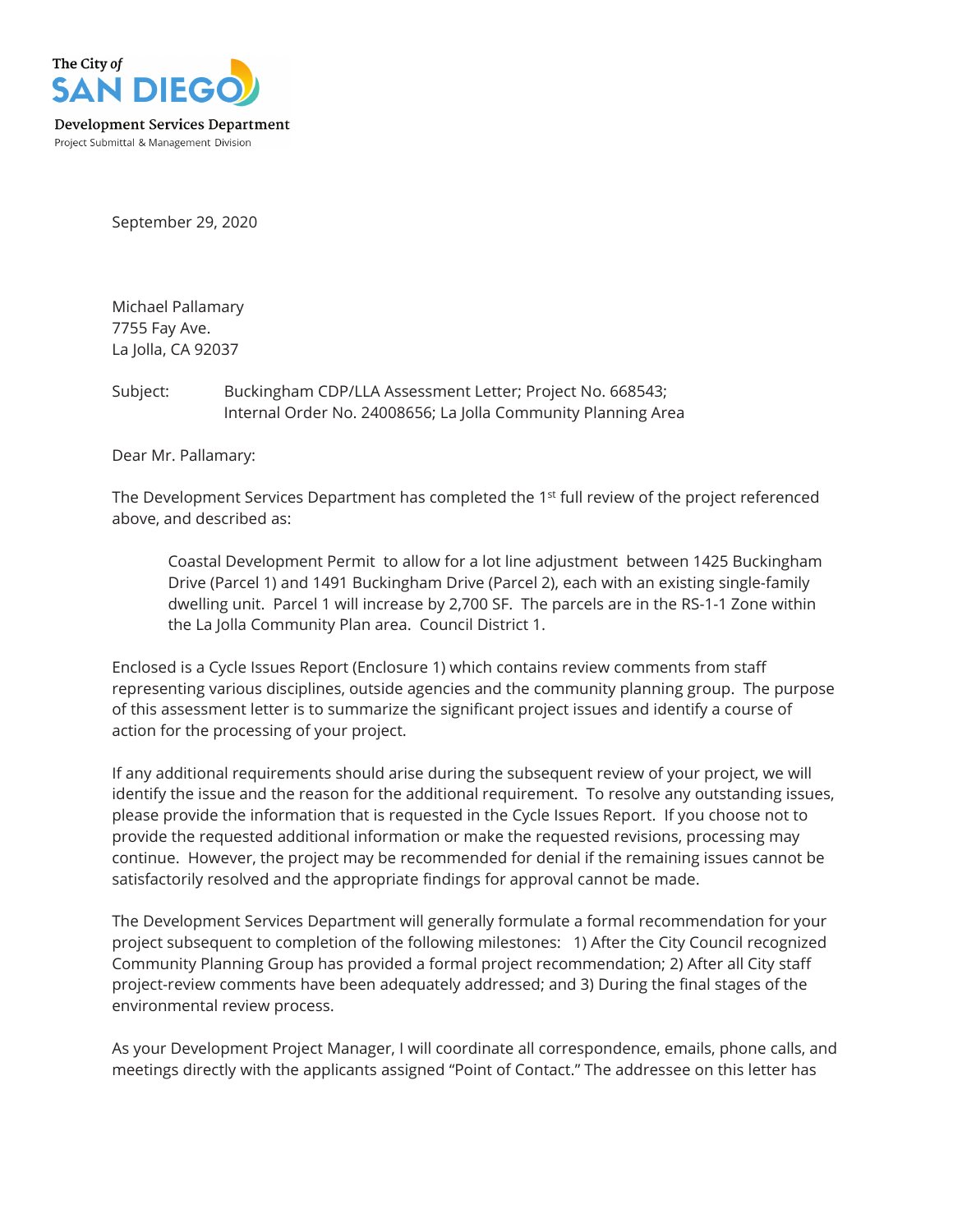The City of

SAN DIEGO

Development Services Department

Project Submittal & Management Division

September 29, 2020

Michael Pallamary
7755 Fay Ave.
La Jolla, CA 92037

Subject: Buckingham CDP/LLA Assessment Letter; Project No. 668543; Internal Order No. 24008656; La Jolla Community Planning Area

Dear Mr. Pallamary:

The Development Services Department has completed the 1st full review of the project referenced above, and described as:

> Coastal Development Permit to allow for a lot line adjustment between 1425 Buckingham Drive (Parcel 1) and 1491 Buckingham Drive (Parcel 2), each with an existing single-family dwelling unit. Parcel 1 will increase by 2,700 SF. The parcels are in the RS-1-1 Zone within the La Jolla Community Plan area. Council District 1.

Enclosed is a Cycle Issues Report (Enclosure 1) which contains review comments from staff representing various disciplines, outside agencies and the community planning group. The purpose of this assessment letter is to summarize the significant project issues and identify a course of action for the processing of your project.

If any additional requirements should arise during the subsequent review of your project, we will identify the issue and the reason for the additional requirement. To resolve any outstanding issues, please provide the information that is requested in the Cycle Issues Report. If you choose not to provide the requested additional information or make the requested revisions, processing may continue. However, the project may be recommended for denial if the remaining issues cannot be satisfactorily resolved and the appropriate findings for approval cannot be made.

The Development Services Department will generally formulate a formal recommendation for your project subsequent to completion of the following milestones: 1) After the City Council recognized Community Planning Group has provided a formal project recommendation; 2) After all City staff project-review comments have been adequately addressed; and 3) During the final stages of the environmental review process.

As your Development Project Manager, I will coordinate all correspondence, emails, phone calls, and meetings directly with the applicants assigned "Point of Contact." The addressee on this letter has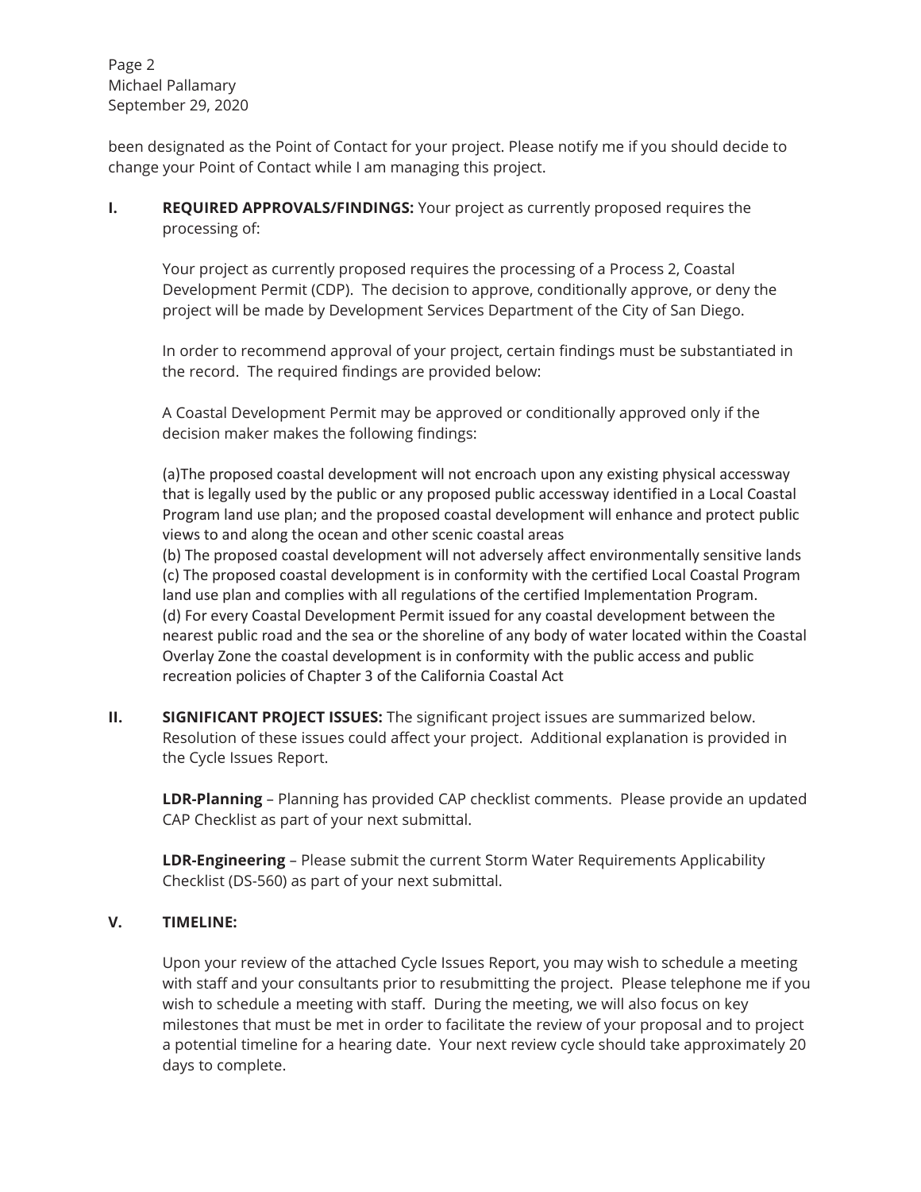been designated as the Point of Contact for your project. Please notify me if you should decide to change your Point of Contact while I am managing this project.

**I. REQUIRED APPROVALS/FINDINGS:** Your project as currently proposed requires the processing of:

Your project as currently proposed requires the processing of a Process 2, Coastal Development Permit (CDP). The decision to approve, conditionally approve, or deny the project will be made by Development Services Department of the City of San Diego.

In order to recommend approval of your project, certain findings must be substantiated in the record. The required findings are provided below:

A Coastal Development Permit may be approved or conditionally approved only if the decision maker makes the following findings:

(a)The proposed coastal development will not encroach upon any existing physical accessway that is legally used by the public or any proposed public accessway identified in a Local Coastal Program land use plan; and the proposed coastal development will enhance and protect public views to and along the ocean and other scenic coastal areas
(b) The proposed coastal development will not adversely affect environmentally sensitive lands
(c) The proposed coastal development is in conformity with the certified Local Coastal Program land use plan and complies with all regulations of the certified Implementation Program.
(d) For every Coastal Development Permit issued for any coastal development between the nearest public road and the sea or the shoreline of any body of water located within the Coastal Overlay Zone the coastal development is in conformity with the public access and public recreation policies of Chapter 3 of the California Coastal Act

**II. SIGNIFICANT PROJECT ISSUES:** The significant project issues are summarized below. Resolution of these issues could affect your project. Additional explanation is provided in the Cycle Issues Report.

**LDR-Planning** – Planning has provided CAP checklist comments. Please provide an updated CAP Checklist as part of your next submittal.

**LDR-Engineering** – Please submit the current Storm Water Requirements Applicability Checklist (DS-560) as part of your next submittal.

**V. TIMELINE:**

Upon your review of the attached Cycle Issues Report, you may wish to schedule a meeting with staff and your consultants prior to resubmitting the project. Please telephone me if you wish to schedule a meeting with staff. During the meeting, we will also focus on key milestones that must be met in order to facilitate the review of your proposal and to project a potential timeline for a hearing date. Your next review cycle should take approximately 20 days to complete.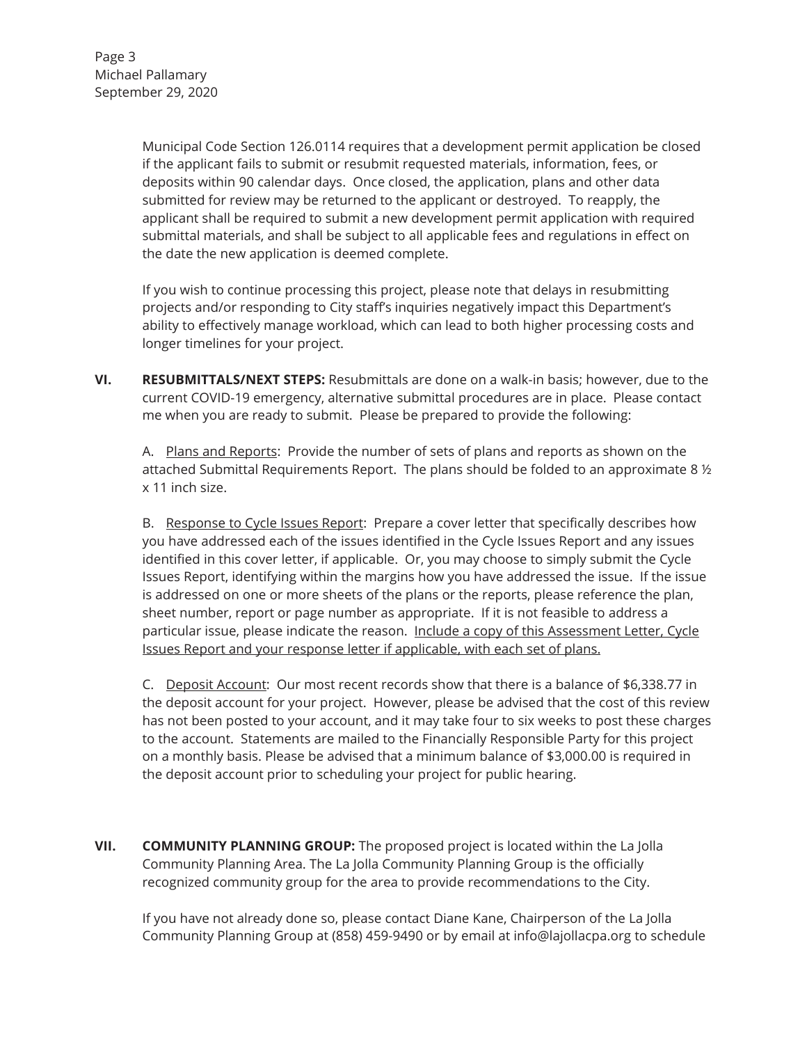Municipal Code Section 126.0114 requires that a development permit application be closed if the applicant fails to submit or resubmit requested materials, information, fees, or deposits within 90 calendar days. Once closed, the application, plans and other data submitted for review may be returned to the applicant or destroyed. To reapply, the applicant shall be required to submit a new development permit application with required submittal materials, and shall be subject to all applicable fees and regulations in effect on the date the new application is deemed complete.

If you wish to continue processing this project, please note that delays in resubmitting projects and/or responding to City staff's inquiries negatively impact this Department's ability to effectively manage workload, which can lead to both higher processing costs and longer timelines for your project.

**VI. RESUBMITTALS/NEXT STEPS:** Resubmittals are done on a walk-in basis; however, due to the current COVID-19 emergency, alternative submittal procedures are in place. Please contact me when you are ready to submit. Please be prepared to provide the following:

A. <u>Plans and Reports</u>: Provide the number of sets of plans and reports as shown on the attached Submittal Requirements Report. The plans should be folded to an approximate 8 ½ x 11 inch size.

B. <u>Response to Cycle Issues Report</u>: Prepare a cover letter that specifically describes how you have addressed each of the issues identified in the Cycle Issues Report and any issues identified in this cover letter, if applicable. Or, you may choose to simply submit the Cycle Issues Report, identifying within the margins how you have addressed the issue. If the issue is addressed on one or more sheets of the plans or the reports, please reference the plan, sheet number, report or page number as appropriate. If it is not feasible to address a particular issue, please indicate the reason. <u>Include a copy of this Assessment Letter, Cycle Issues Report and your response letter if applicable, with each set of plans.</u>

C. <u>Deposit Account</u>: Our most recent records show that there is a balance of $6,338.77 in the deposit account for your project. However, please be advised that the cost of this review has not been posted to your account, and it may take four to six weeks to post these charges to the account. Statements are mailed to the Financially Responsible Party for this project on a monthly basis. Please be advised that a minimum balance of $3,000.00 is required in the deposit account prior to scheduling your project for public hearing.

**VII. COMMUNITY PLANNING GROUP:** The proposed project is located within the La Jolla Community Planning Area. The La Jolla Community Planning Group is the officially recognized community group for the area to provide recommendations to the City.

If you have not already done so, please contact Diane Kane, Chairperson of the La Jolla Community Planning Group at (858) 459-9490 or by email at info@lajollacpa.org to schedule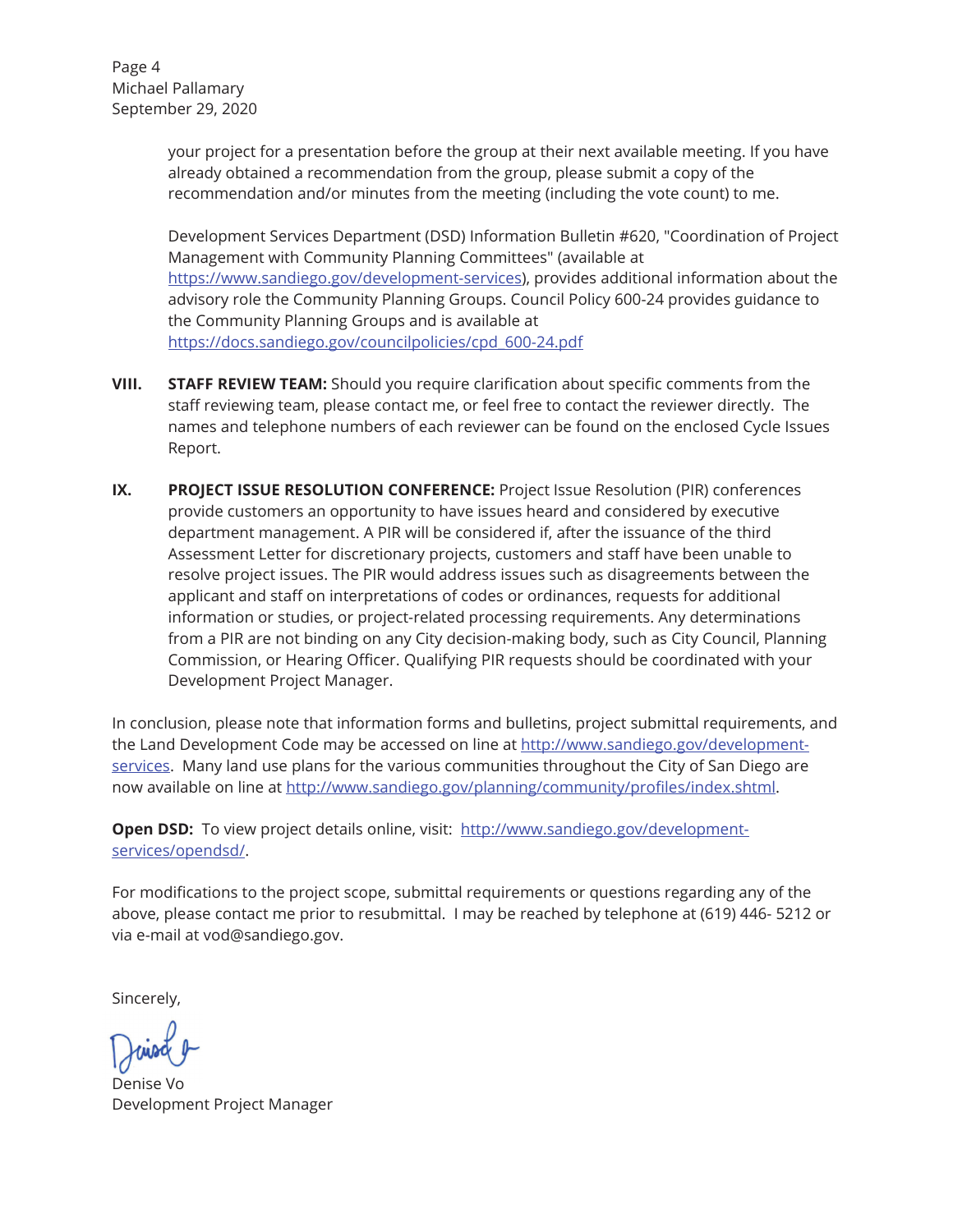your project for a presentation before the group at their next available meeting. If you have already obtained a recommendation from the group, please submit a copy of the recommendation and/or minutes from the meeting (including the vote count) to me.

Development Services Department (DSD) Information Bulletin #620, "Coordination of Project Management with Community Planning Committees" (available at https://www.sandiego.gov/development-services), provides additional information about the advisory role the Community Planning Groups. Council Policy 600-24 provides guidance to the Community Planning Groups and is available at https://docs.sandiego.gov/councilpolicies/cpd_600-24.pdf

**VIII. STAFF REVIEW TEAM:** Should you require clarification about specific comments from the staff reviewing team, please contact me, or feel free to contact the reviewer directly. The names and telephone numbers of each reviewer can be found on the enclosed Cycle Issues Report.

**IX. PROJECT ISSUE RESOLUTION CONFERENCE:** Project Issue Resolution (PIR) conferences provide customers an opportunity to have issues heard and considered by executive department management. A PIR will be considered if, after the issuance of the third Assessment Letter for discretionary projects, customers and staff have been unable to resolve project issues. The PIR would address issues such as disagreements between the applicant and staff on interpretations of codes or ordinances, requests for additional information or studies, or project-related processing requirements. Any determinations from a PIR are not binding on any City decision-making body, such as City Council, Planning Commission, or Hearing Officer. Qualifying PIR requests should be coordinated with your Development Project Manager.

In conclusion, please note that information forms and bulletins, project submittal requirements, and the Land Development Code may be accessed on line at http://www.sandiego.gov/development-services. Many land use plans for the various communities throughout the City of San Diego are now available on line at http://www.sandiego.gov/planning/community/profiles/index.shtml.

**Open DSD:** To view project details online, visit: http://www.sandiego.gov/development-services/opendsd/.

For modifications to the project scope, submittal requirements or questions regarding any of the above, please contact me prior to resubmittal. I may be reached by telephone at (619) 446- 5212 or via e-mail at vod@sandiego.gov.

Sincerely,

Denise Vo
Development Project Manager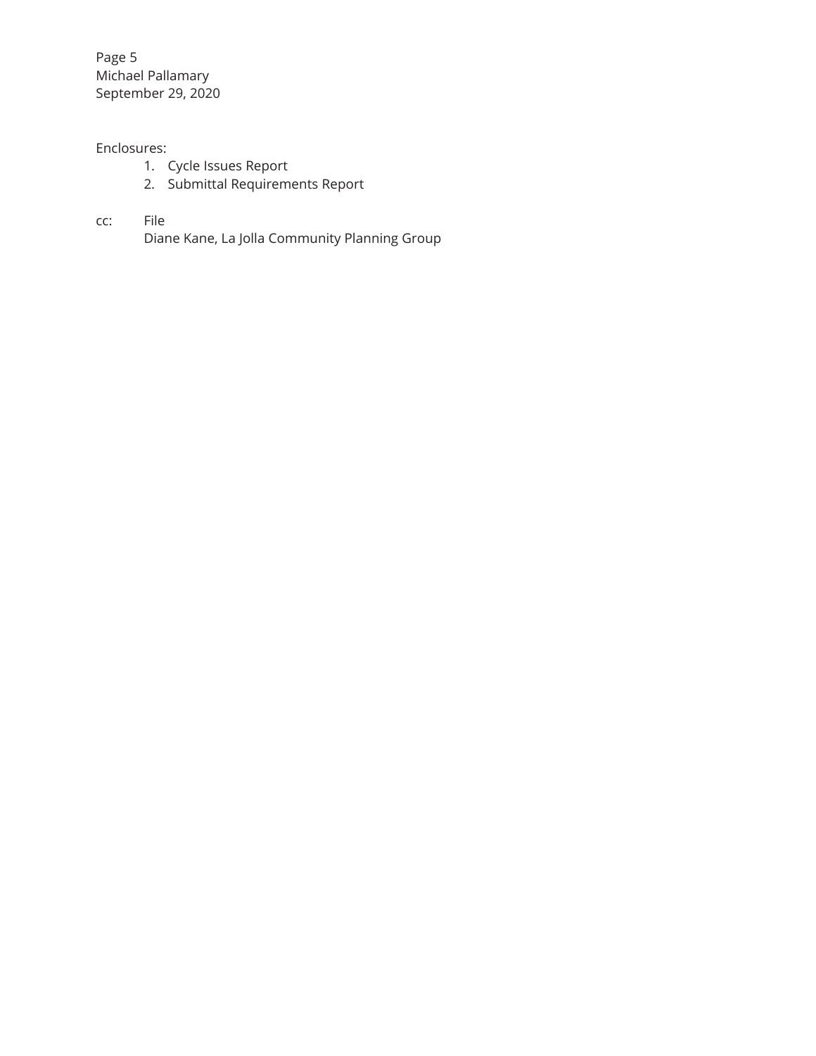Enclosures:

1. Cycle Issues Report
2. Submittal Requirements Report

cc: File
Diane Kane, La Jolla Community Planning Group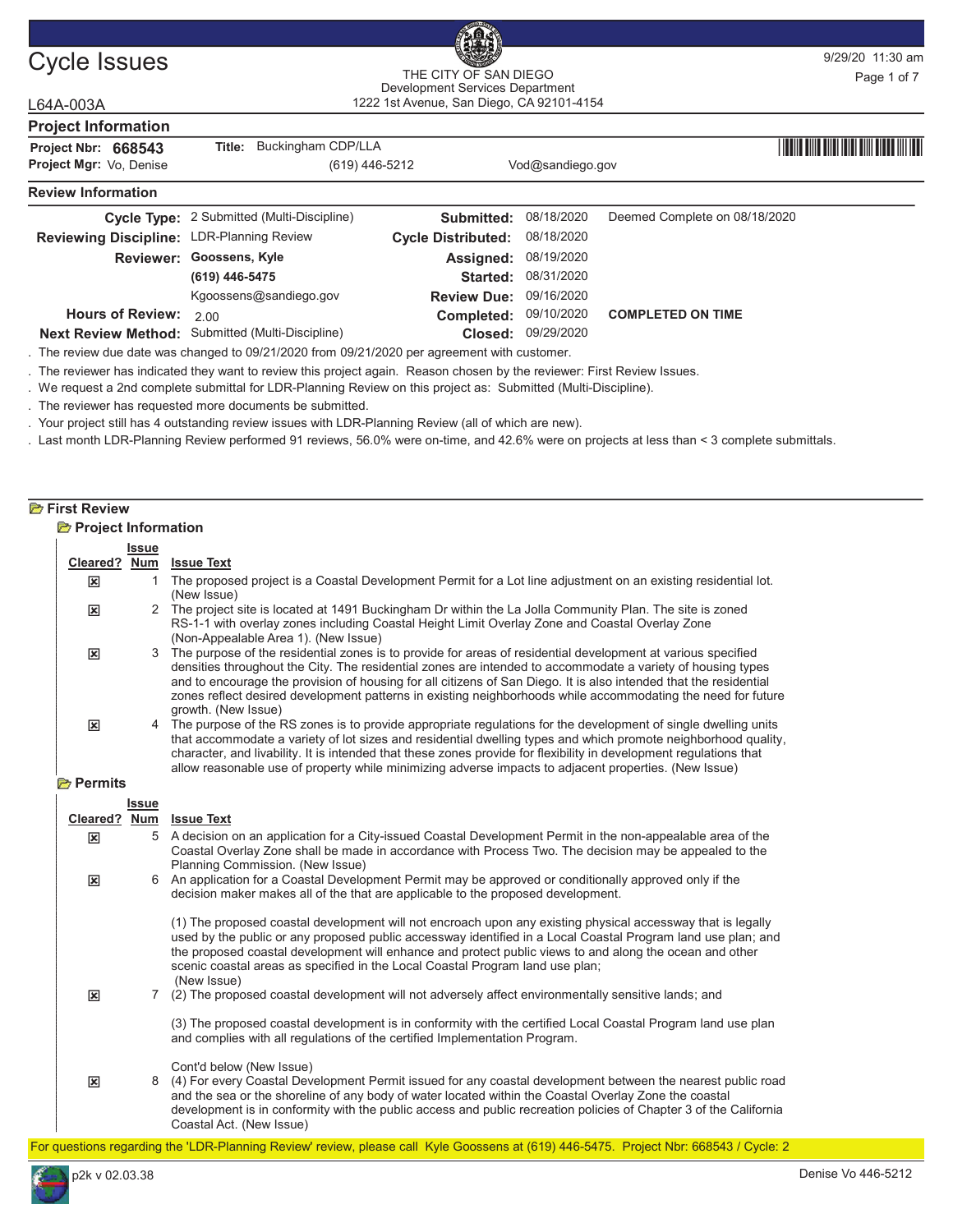# Cycle Issues

THE CITY OF SAN DIEGO
Development Services Department
1222 1st Avenue, San Diego, CA 92101-4154

9/29/20 11:30 am

L64A-003A

## Project Information

**Project Nbr:** 668543 **Title:** Buckingham CDP/LLA
**Project Mgr:** Vo, Denise (619) 446-5212 Vod@sandiego.gov

## Review Information

| | | | | |
|---|---|---|---|---|
| **Cycle Type:** | 2 Submitted (Multi-Discipline) | **Submitted:** | 08/18/2020 | Deemed Complete on 08/18/2020 |
| **Reviewing Discipline:** | LDR-Planning Review | **Cycle Distributed:** | 08/18/2020 | |
| **Reviewer:** | **Goossens, Kyle** | **Assigned:** | 08/19/2020 | |
| | **(619) 446-5475** | **Started:** | 08/31/2020 | |
| | Kgoossens@sandiego.gov | **Review Due:** | 09/16/2020 | |
| **Hours of Review:** | 2.00 | **Completed:** | 09/10/2020 | **COMPLETED ON TIME** |
| **Next Review Method:** | Submitted (Multi-Discipline) | **Closed:** | 09/29/2020 | |

. The review due date was changed to 09/21/2020 from 09/21/2020 per agreement with customer.
. The reviewer has indicated they want to review this project again. Reason chosen by the reviewer: First Review Issues.
. We request a 2nd complete submittal for LDR-Planning Review on this project as: Submitted (Multi-Discipline).
. The reviewer has requested more documents be submitted.
. Your project still has 4 outstanding review issues with LDR-Planning Review (all of which are new).
. Last month LDR-Planning Review performed 91 reviews, 56.0% were on-time, and 42.6% were on projects at less than < 3 complete submittals.

## First Review

### Project Information

| Cleared? | Issue Num | Issue Text |
|---|---|---|
| ☒ | 1 | The proposed project is a Coastal Development Permit for a Lot line adjustment on an existing residential lot. (New Issue) |
| ☒ | 2 | The project site is located at 1491 Buckingham Dr within the La Jolla Community Plan. The site is zoned RS-1-1 with overlay zones including Coastal Height Limit Overlay Zone and Coastal Overlay Zone (Non-Appealable Area 1). (New Issue) |
| ☒ | 3 | The purpose of the residential zones is to provide for areas of residential development at various specified densities throughout the City. The residential zones are intended to accommodate a variety of housing types and to encourage the provision of housing for all citizens of San Diego. It is also intended that the residential zones reflect desired development patterns in existing neighborhoods while accommodating the need for future growth. (New Issue) |
| ☒ | 4 | The purpose of the RS zones is to provide appropriate regulations for the development of single dwelling units that accommodate a variety of lot sizes and residential dwelling types and which promote neighborhood quality, character, and livability. It is intended that these zones provide for flexibility in development regulations that allow reasonable use of property while minimizing adverse impacts to adjacent properties. (New Issue) |

### Permits

| Cleared? | Issue Num | Issue Text |
|---|---|---|
| ☒ | 5 | A decision on an application for a City-issued Coastal Development Permit in the non-appealable area of the Coastal Overlay Zone shall be made in accordance with Process Two. The decision may be appealed to the Planning Commission. (New Issue) |
| ☒ | 6 | An application for a Coastal Development Permit may be approved or conditionally approved only if the decision maker makes all of the that are applicable to the proposed development.<br><br>(1) The proposed coastal development will not encroach upon any existing physical accessway that is legally used by the public or any proposed public accessway identified in a Local Coastal Program land use plan; and the proposed coastal development will enhance and protect public views to and along the ocean and other scenic coastal areas as specified in the Local Coastal Program land use plan;<br>(New Issue) |
| ☒ | 7 | (2) The proposed coastal development will not adversely affect environmentally sensitive lands; and<br><br>(3) The proposed coastal development is in conformity with the certified Local Coastal Program land use plan and complies with all regulations of the certified Implementation Program.<br><br>Cont'd below (New Issue) |
| ☒ | 8 | (4) For every Coastal Development Permit issued for any coastal development between the nearest public road and the sea or the shoreline of any body of water located within the Coastal Overlay Zone the coastal development is in conformity with the public access and public recreation policies of Chapter 3 of the California Coastal Act. (New Issue) |

For questions regarding the 'LDR-Planning Review' review, please call Kyle Goossens at (619) 446-5475. Project Nbr: 668543 / Cycle: 2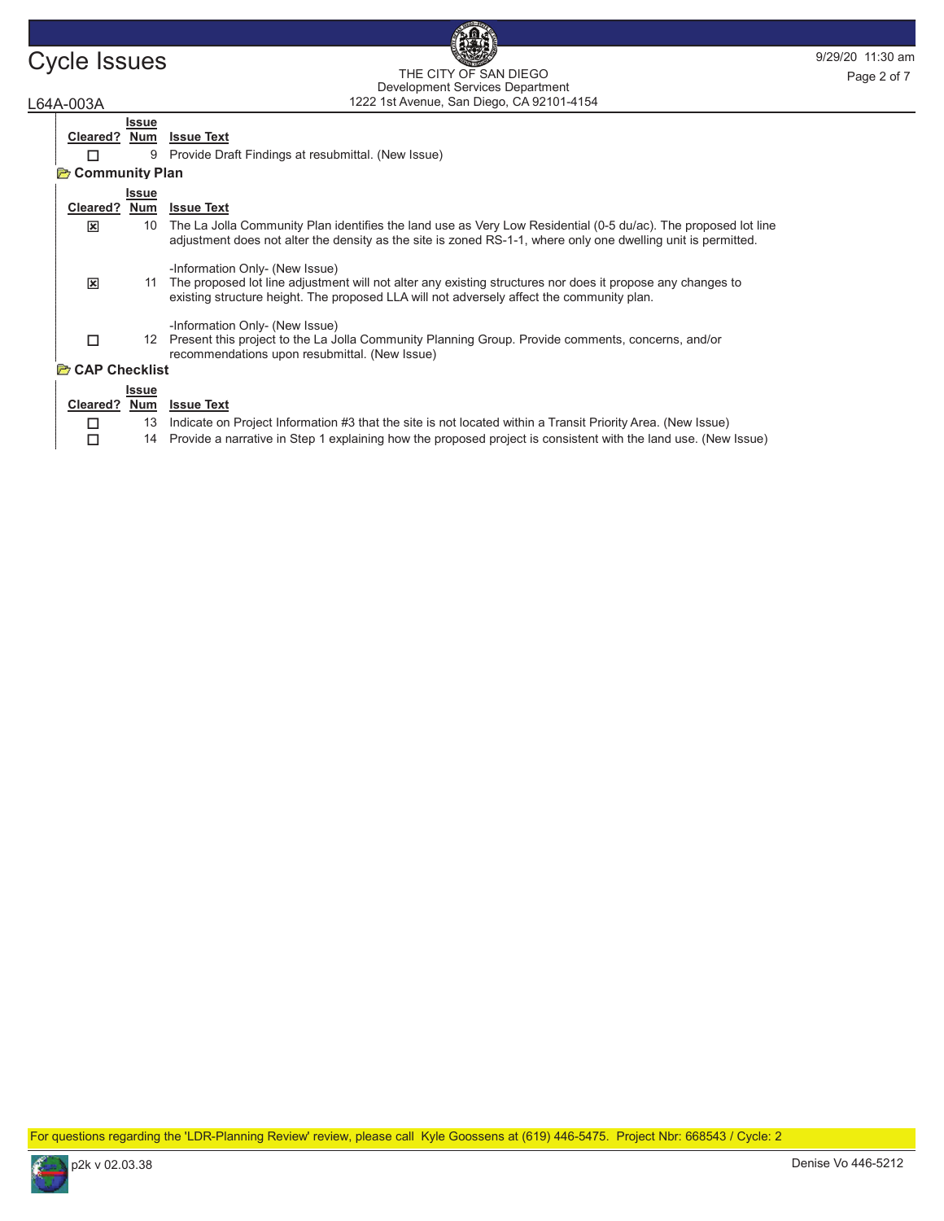| Cleared? | Issue Num | Issue Text |
|---|---|---|
| ☐ | 9 | Provide Draft Findings at resubmittal. (New Issue) |

### Community Plan

| Cleared? | Issue Num | Issue Text |
|---|---|---|
| ☒ | 10 | The La Jolla Community Plan identifies the land use as Very Low Residential (0-5 du/ac). The proposed lot line adjustment does not alter the density as the site is zoned RS-1-1, where only one dwelling unit is permitted. <br><br> -Information Only- (New Issue) |
| ☒ | 11 | The proposed lot line adjustment will not alter any existing structures nor does it propose any changes to existing structure height. The proposed LLA will not adversely affect the community plan. <br><br> -Information Only- (New Issue) |
| ☐ | 12 | Present this project to the La Jolla Community Planning Group. Provide comments, concerns, and/or recommendations upon resubmittal. (New Issue) |

### CAP Checklist

| Cleared? | Issue Num | Issue Text |
|---|---|---|
| ☐ | 13 | Indicate on Project Information #3 that the site is not located within a Transit Priority Area. (New Issue) |
| ☐ | 14 | Provide a narrative in Step 1 explaining how the proposed project is consistent with the land use. (New Issue) |

For questions regarding the 'LDR-Planning Review' review, please call Kyle Goossens at (619) 446-5475. Project Nbr: 668543 / Cycle: 2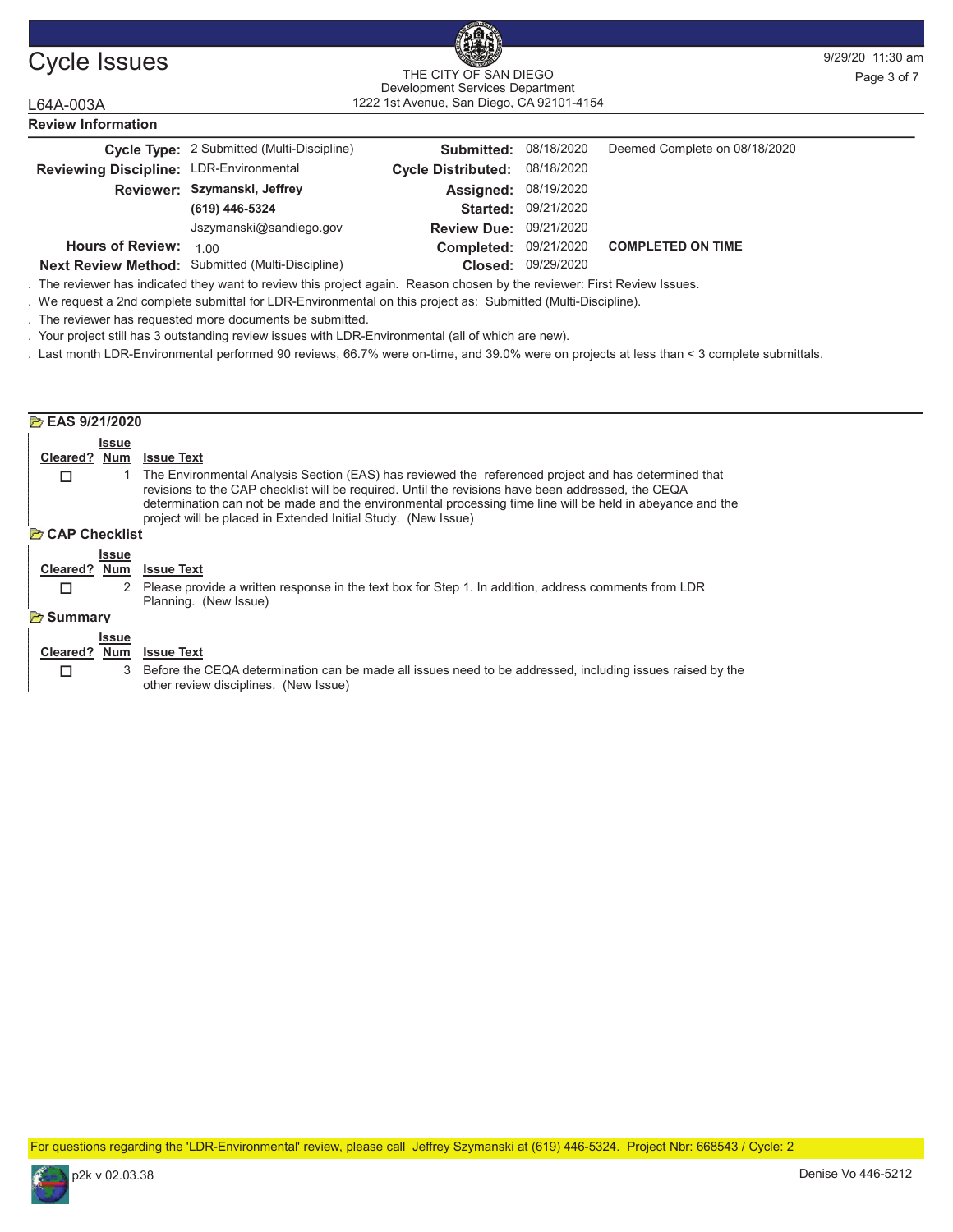# Cycle Issues

THE CITY OF SAN DIEGO
Development Services Department
1222 1st Avenue, San Diego, CA 92101-4154

9/29/20 11:30 am

L64A-003A

## Review Information

| | | | | |
|---|---|---|---|---|
| **Cycle Type:** | 2 Submitted (Multi-Discipline) | **Submitted:** | 08/18/2020 | Deemed Complete on 08/18/2020 |
| **Reviewing Discipline:** | LDR-Environmental | **Cycle Distributed:** | 08/18/2020 | |
| **Reviewer:** | **Szymanski, Jeffrey** | **Assigned:** | 08/19/2020 | |
| | **(619) 446-5324** | **Started:** | 09/21/2020 | |
| | Jszymanski@sandiego.gov | **Review Due:** | 09/21/2020 | |
| **Hours of Review:** | 1.00 | **Completed:** | 09/21/2020 | **COMPLETED ON TIME** |
| **Next Review Method:** | Submitted (Multi-Discipline) | **Closed:** | 09/29/2020 | |

. The reviewer has indicated they want to review this project again. Reason chosen by the reviewer: First Review Issues.

. We request a 2nd complete submittal for LDR-Environmental on this project as: Submitted (Multi-Discipline).

. The reviewer has requested more documents be submitted.

. Your project still has 3 outstanding review issues with LDR-Environmental (all of which are new).

. Last month LDR-Environmental performed 90 reviews, 66.7% were on-time, and 39.0% were on projects at less than < 3 complete submittals.

### EAS 9/21/2020

| Cleared? | Issue Num | Issue Text |
|---|---|---|
| ☐ | 1 | The Environmental Analysis Section (EAS) has reviewed the referenced project and has determined that revisions to the CAP checklist will be required. Until the revisions have been addressed, the CEQA determination can not be made and the environmental processing time line will be held in abeyance and the project will be placed in Extended Initial Study. (New Issue) |

### CAP Checklist

| Cleared? | Issue Num | Issue Text |
|---|---|---|
| ☐ | 2 | Please provide a written response in the text box for Step 1. In addition, address comments from LDR Planning. (New Issue) |

### Summary

| Cleared? | Issue Num | Issue Text |
|---|---|---|
| ☐ | 3 | Before the CEQA determination can be made all issues need to be addressed, including issues raised by the other review disciplines. (New Issue) |

For questions regarding the 'LDR-Environmental' review, please call Jeffrey Szymanski at (619) 446-5324. Project Nbr: 668543 / Cycle: 2

p2k v 02.03.38

Denise Vo 446-5212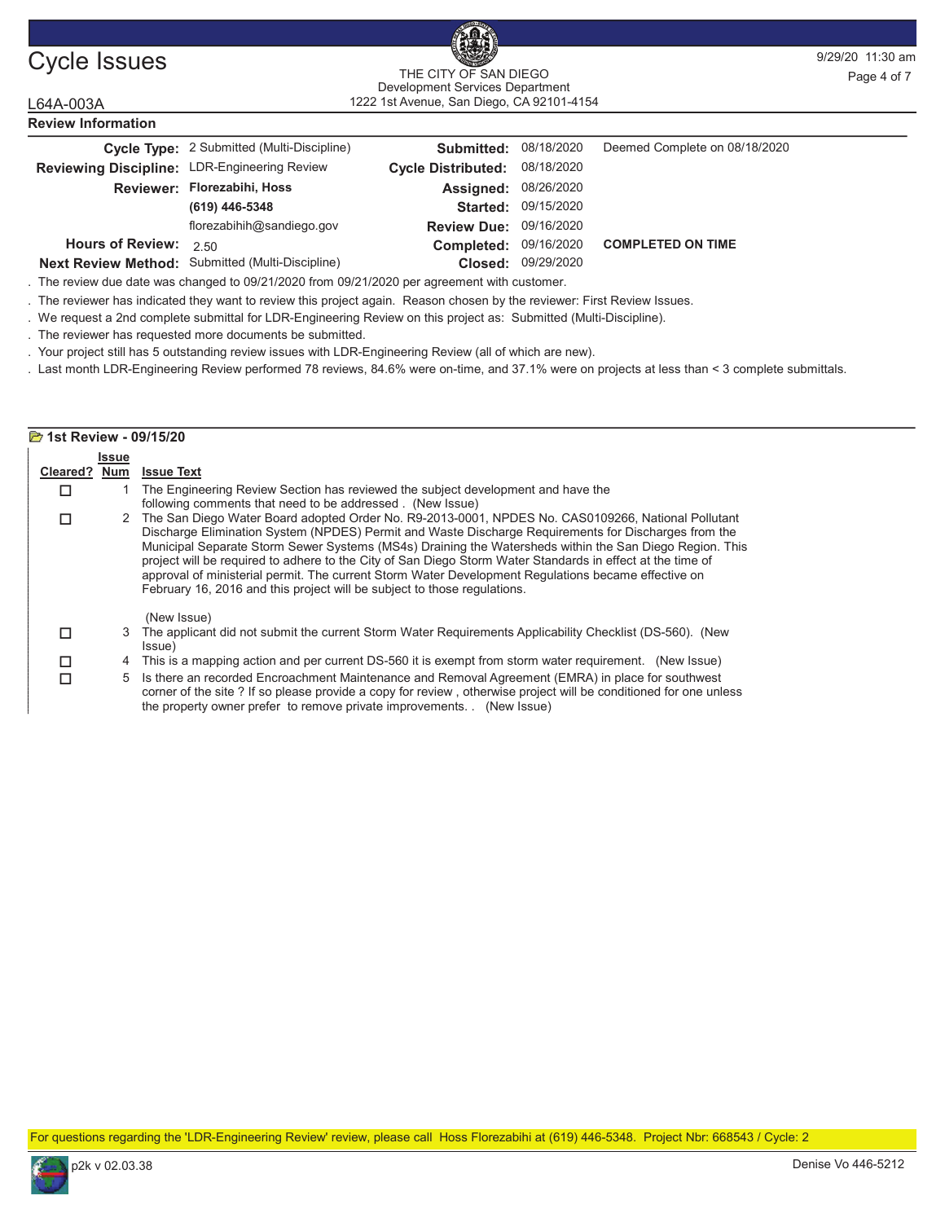# Cycle Issues

THE CITY OF SAN DIEGO
Development Services Department
1222 1st Avenue, San Diego, CA 92101-4154

L64A-003A

## Review Information

| | | | | |
|---|---|---|---|---|
| **Cycle Type:** | 2 Submitted (Multi-Discipline) | **Submitted:** | 08/18/2020 | Deemed Complete on 08/18/2020 |
| **Reviewing Discipline:** | LDR-Engineering Review | **Cycle Distributed:** | 08/18/2020 | |
| **Reviewer:** | **Florezabihi, Hoss** | **Assigned:** | 08/26/2020 | |
| | **(619) 446-5348** | **Started:** | 09/15/2020 | |
| | florezabihih@sandiego.gov | **Review Due:** | 09/16/2020 | |
| **Hours of Review:** | 2.50 | **Completed:** | 09/16/2020 | **COMPLETED ON TIME** |
| **Next Review Method:** | Submitted (Multi-Discipline) | **Closed:** | 09/29/2020 | |

. The review due date was changed to 09/21/2020 from 09/21/2020 per agreement with customer.

. The reviewer has indicated they want to review this project again. Reason chosen by the reviewer: First Review Issues.

. We request a 2nd complete submittal for LDR-Engineering Review on this project as: Submitted (Multi-Discipline).

. The reviewer has requested more documents be submitted.

. Your project still has 5 outstanding review issues with LDR-Engineering Review (all of which are new).

. Last month LDR-Engineering Review performed 78 reviews, 84.6% were on-time, and 37.1% were on projects at less than < 3 complete submittals.

### 1st Review - 09/15/20

| Cleared? | Issue Num | Issue Text |
|---|---|---|
| ☐ | 1 | The Engineering Review Section has reviewed the subject development and have the following comments that need to be addressed . (New Issue) |
| ☐ | 2 | The San Diego Water Board adopted Order No. R9-2013-0001, NPDES No. CAS0109266, National Pollutant Discharge Elimination System (NPDES) Permit and Waste Discharge Requirements for Discharges from the Municipal Separate Storm Sewer Systems (MS4s) Draining the Watersheds within the San Diego Region. This project will be required to adhere to the City of San Diego Storm Water Standards in effect at the time of approval of ministerial permit. The current Storm Water Development Regulations became effective on February 16, 2016 and this project will be subject to those regulations. (New Issue) |
| ☐ | 3 | The applicant did not submit the current Storm Water Requirements Applicability Checklist (DS-560). (New Issue) |
| ☐ | 4 | This is a mapping action and per current DS-560 it is exempt from storm water requirement. (New Issue) |
| ☐ | 5 | Is there an recorded Encroachment Maintenance and Removal Agreement (EMRA) in place for southwest corner of the site ? If so please provide a copy for review , otherwise project will be conditioned for one unless the property owner prefer to remove private improvements. . (New Issue) |

For questions regarding the 'LDR-Engineering Review' review, please call Hoss Florezabihi at (619) 446-5348. Project Nbr: 668543 / Cycle: 2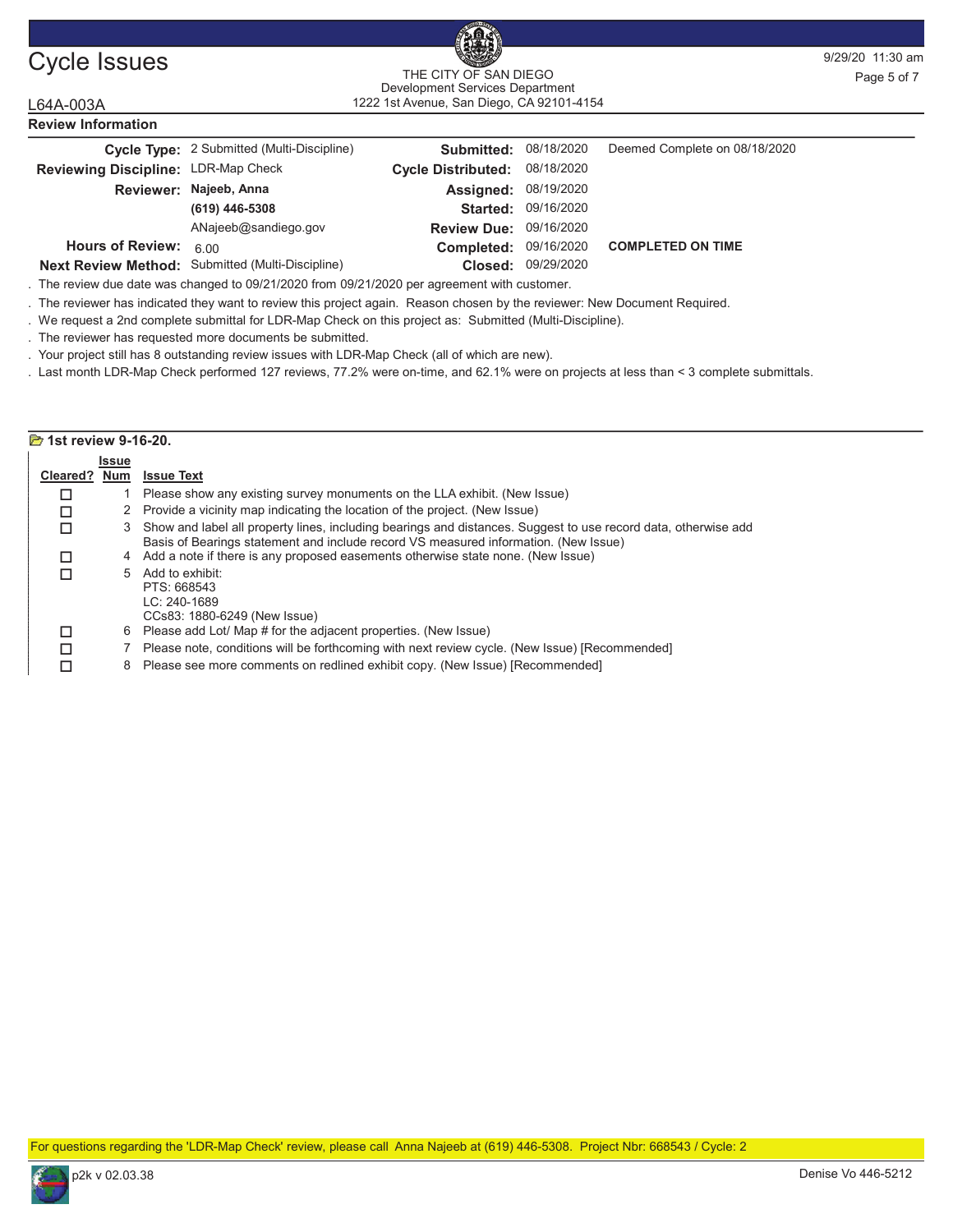# Cycle Issues

THE CITY OF SAN DIEGO
Development Services Department
1222 1st Avenue, San Diego, CA 92101-4154

9/29/20 11:30 am

L64A-003A

## Review Information

| | | | | |
|---|---|---|---|---|
| **Cycle Type:** | 2 Submitted (Multi-Discipline) | **Submitted:** | 08/18/2020 | Deemed Complete on 08/18/2020 |
| **Reviewing Discipline:** | LDR-Map Check | **Cycle Distributed:** | 08/18/2020 | |
| **Reviewer:** | **Najeeb, Anna** | **Assigned:** | 08/19/2020 | |
| | **(619) 446-5308** | **Started:** | 09/16/2020 | |
| | ANajeeb@sandiego.gov | **Review Due:** | 09/16/2020 | |
| **Hours of Review:** | 6.00 | **Completed:** | 09/16/2020 | **COMPLETED ON TIME** |
| **Next Review Method:** | Submitted (Multi-Discipline) | **Closed:** | 09/29/2020 | |

. The review due date was changed to 09/21/2020 from 09/21/2020 per agreement with customer.

. The reviewer has indicated they want to review this project again. Reason chosen by the reviewer: New Document Required.

. We request a 2nd complete submittal for LDR-Map Check on this project as: Submitted (Multi-Discipline).

. The reviewer has requested more documents be submitted.

. Your project still has 8 outstanding review issues with LDR-Map Check (all of which are new).

. Last month LDR-Map Check performed 127 reviews, 77.2% were on-time, and 62.1% were on projects at less than < 3 complete submittals.

### 1st review 9-16-20.

| Cleared? | Issue Num | Issue Text |
|---|---|---|
| ☐ | 1 | Please show any existing survey monuments on the LLA exhibit. (New Issue) |
| ☐ | 2 | Provide a vicinity map indicating the location of the project. (New Issue) |
| ☐ | 3 | Show and label all property lines, including bearings and distances. Suggest to use record data, otherwise add Basis of Bearings statement and include record VS measured information. (New Issue) |
| ☐ | 4 | Add a note if there is any proposed easements otherwise state none. (New Issue) |
| ☐ | 5 | Add to exhibit:<br>PTS: 668543<br>LC: 240-1689<br>CCs83: 1880-6249 (New Issue) |
| ☐ | 6 | Please add Lot/ Map # for the adjacent properties. (New Issue) |
| ☐ | 7 | Please note, conditions will be forthcoming with next review cycle. (New Issue) [Recommended] |
| ☐ | 8 | Please see more comments on redlined exhibit copy. (New Issue) [Recommended] |

For questions regarding the 'LDR-Map Check' review, please call Anna Najeeb at (619) 446-5308. Project Nbr: 668543 / Cycle: 2

p2k v 02.03.38 | Denise Vo 446-5212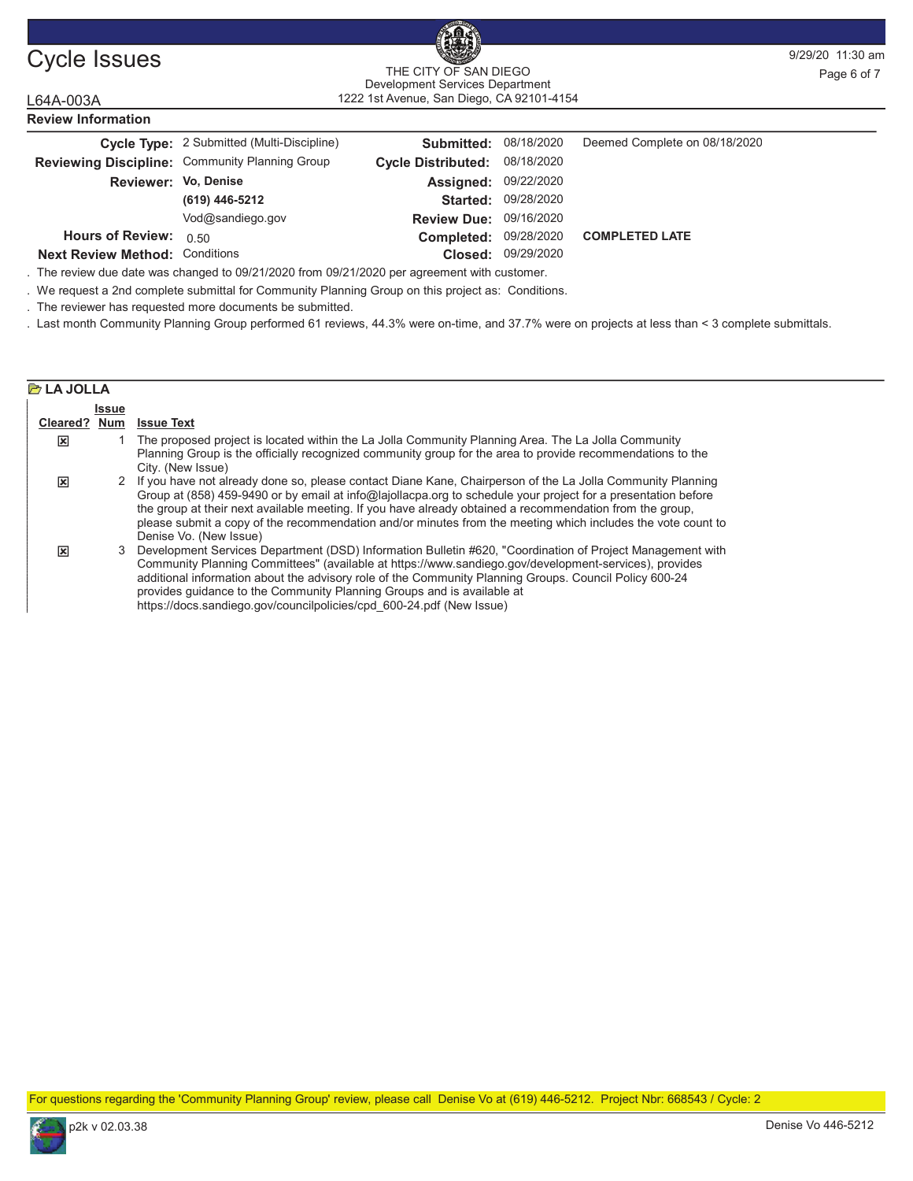# Cycle Issues

THE CITY OF SAN DIEGO
Development Services Department
1222 1st Avenue, San Diego, CA 92101-4154

9/29/20 11:30 am

L64A-003A

**Review Information**

| | | | | |
|---|---|---|---|---|
| **Cycle Type:** | 2 Submitted (Multi-Discipline) | **Submitted:** | 08/18/2020 | Deemed Complete on 08/18/2020 |
| **Reviewing Discipline:** | Community Planning Group | **Cycle Distributed:** | 08/18/2020 | |
| **Reviewer:** | **Vo, Denise** | **Assigned:** | 09/22/2020 | |
| | **(619) 446-5212** | **Started:** | 09/28/2020 | |
| | Vod@sandiego.gov | **Review Due:** | 09/16/2020 | |
| **Hours of Review:** | 0.50 | **Completed:** | 09/28/2020 | **COMPLETED LATE** |
| **Next Review Method:** | Conditions | **Closed:** | 09/29/2020 | |

. The review due date was changed to 09/21/2020 from 09/21/2020 per agreement with customer.

. We request a 2nd complete submittal for Community Planning Group on this project as: Conditions.

. The reviewer has requested more documents be submitted.

. Last month Community Planning Group performed 61 reviews, 44.3% were on-time, and 37.7% were on projects at less than < 3 complete submittals.

## LA JOLLA

| Cleared? | Issue Num | Issue Text |
|---|---|---|
| ☒ | 1 | The proposed project is located within the La Jolla Community Planning Area. The La Jolla Community Planning Group is the officially recognized community group for the area to provide recommendations to the City. (New Issue) |
| ☒ | 2 | If you have not already done so, please contact Diane Kane, Chairperson of the La Jolla Community Planning Group at (858) 459-9490 or by email at info@lajollacpa.org to schedule your project for a presentation before the group at their next available meeting. If you have already obtained a recommendation from the group, please submit a copy of the recommendation and/or minutes from the meeting which includes the vote count to Denise Vo. (New Issue) |
| ☒ | 3 | Development Services Department (DSD) Information Bulletin #620, "Coordination of Project Management with Community Planning Committees" (available at https://www.sandiego.gov/development-services), provides additional information about the advisory role of the Community Planning Groups. Council Policy 600-24 provides guidance to the Community Planning Groups and is available at https://docs.sandiego.gov/councilpolicies/cpd_600-24.pdf (New Issue) |

For questions regarding the 'Community Planning Group' review, please call Denise Vo at (619) 446-5212. Project Nbr: 668543 / Cycle: 2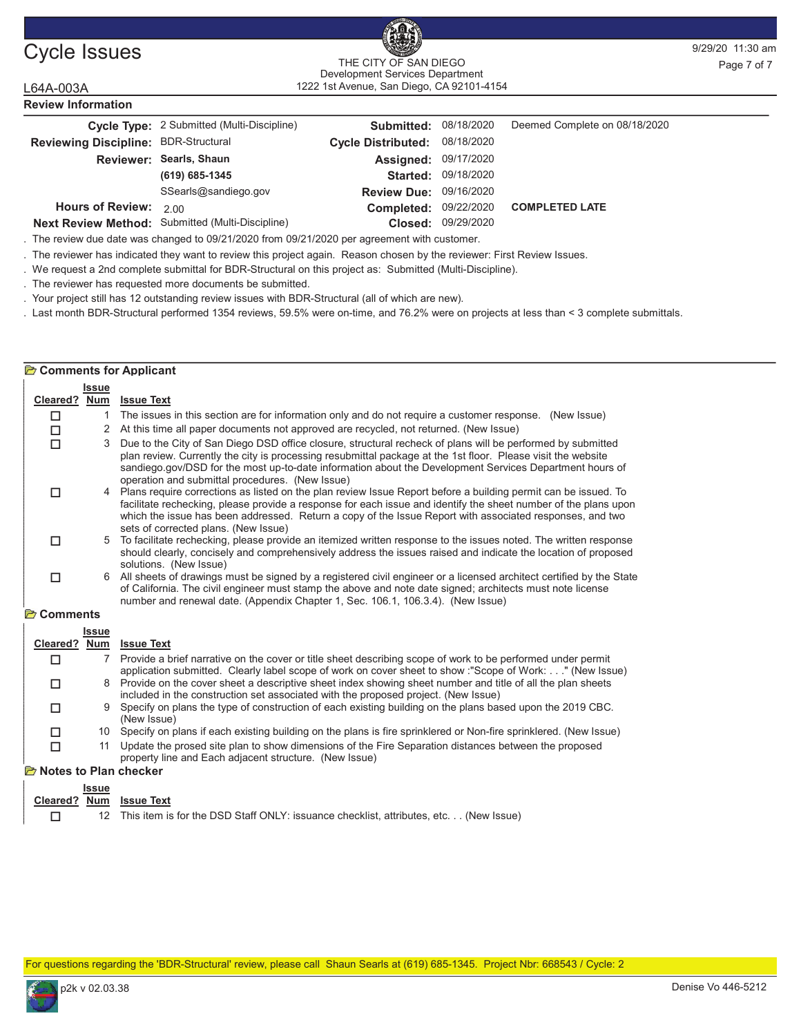# Cycle Issues

THE CITY OF SAN DIEGO
Development Services Department
1222 1st Avenue, San Diego, CA 92101-4154

9/29/20 11:30 am

L64A-003A

## Review Information

| | | | | |
|---|---|---|---|---|
| **Cycle Type:** | 2 Submitted (Multi-Discipline) | **Submitted:** | 08/18/2020 | Deemed Complete on 08/18/2020 |
| **Reviewing Discipline:** | BDR-Structural | **Cycle Distributed:** | 08/18/2020 | |
| **Reviewer:** | **Searls, Shaun** | **Assigned:** | 09/17/2020 | |
| | **(619) 685-1345** | **Started:** | 09/18/2020 | |
| | SSearls@sandiego.gov | **Review Due:** | 09/16/2020 | |
| **Hours of Review:** | 2.00 | **Completed:** | 09/22/2020 | **COMPLETED LATE** |
| **Next Review Method:** | Submitted (Multi-Discipline) | **Closed:** | 09/29/2020 | |

. The review due date was changed to 09/21/2020 from 09/21/2020 per agreement with customer.

. The reviewer has indicated they want to review this project again. Reason chosen by the reviewer: First Review Issues.

. We request a 2nd complete submittal for BDR-Structural on this project as: Submitted (Multi-Discipline).

. The reviewer has requested more documents be submitted.

. Your project still has 12 outstanding review issues with BDR-Structural (all of which are new).

. Last month BDR-Structural performed 1354 reviews, 59.5% were on-time, and 76.2% were on projects at less than < 3 complete submittals.

### Comments for Applicant

| Cleared? | Issue Num | Issue Text |
|---|---|---|
| ☐ | 1 | The issues in this section are for information only and do not require a customer response. (New Issue) |
| ☐ | 2 | At this time all paper documents not approved are recycled, not returned. (New Issue) |
| ☐ | 3 | Due to the City of San Diego DSD office closure, structural recheck of plans will be performed by submitted plan review. Currently the city is processing resubmittal package at the 1st floor. Please visit the website sandiego.gov/DSD for the most up-to-date information about the Development Services Department hours of operation and submittal procedures. (New Issue) |
| ☐ | 4 | Plans require corrections as listed on the plan review Issue Report before a building permit can be issued. To facilitate rechecking, please provide a response for each issue and identify the sheet number of the plans upon which the issue has been addressed. Return a copy of the Issue Report with associated responses, and two sets of corrected plans. (New Issue) |
| ☐ | 5 | To facilitate rechecking, please provide an itemized written response to the issues noted. The written response should clearly, concisely and comprehensively address the issues raised and indicate the location of proposed solutions. (New Issue) |
| ☐ | 6 | All sheets of drawings must be signed by a registered civil engineer or a licensed architect certified by the State of California. The civil engineer must stamp the above and note date signed; architects must note license number and renewal date. (Appendix Chapter 1, Sec. 106.1, 106.3.4). (New Issue) |

### Comments

| Cleared? | Issue Num | Issue Text |
|---|---|---|
| ☐ | 7 | Provide a brief narrative on the cover or title sheet describing scope of work to be performed under permit application submitted. Clearly label scope of work on cover sheet to show :"Scope of Work: . . ." (New Issue) |
| ☐ | 8 | Provide on the cover sheet a descriptive sheet index showing sheet number and title of all the plan sheets included in the construction set associated with the proposed project. (New Issue) |
| ☐ | 9 | Specify on plans the type of construction of each existing building on the plans based upon the 2019 CBC. (New Issue) |
| ☐ | 10 | Specify on plans if each existing building on the plans is fire sprinklered or Non-fire sprinklered. (New Issue) |
| ☐ | 11 | Update the prosed site plan to show dimensions of the Fire Separation distances between the proposed property line and Each adjacent structure. (New Issue) |

### Notes to Plan checker

| Cleared? | Issue Num | Issue Text |
|---|---|---|
| ☐ | 12 | This item is for the DSD Staff ONLY: issuance checklist, attributes, etc. . . (New Issue) |

For questions regarding the 'BDR-Structural' review, please call Shaun Searls at (619) 685-1345. Project Nbr: 668543 / Cycle: 2

p2k v 02.03.38 Denise Vo 446-5212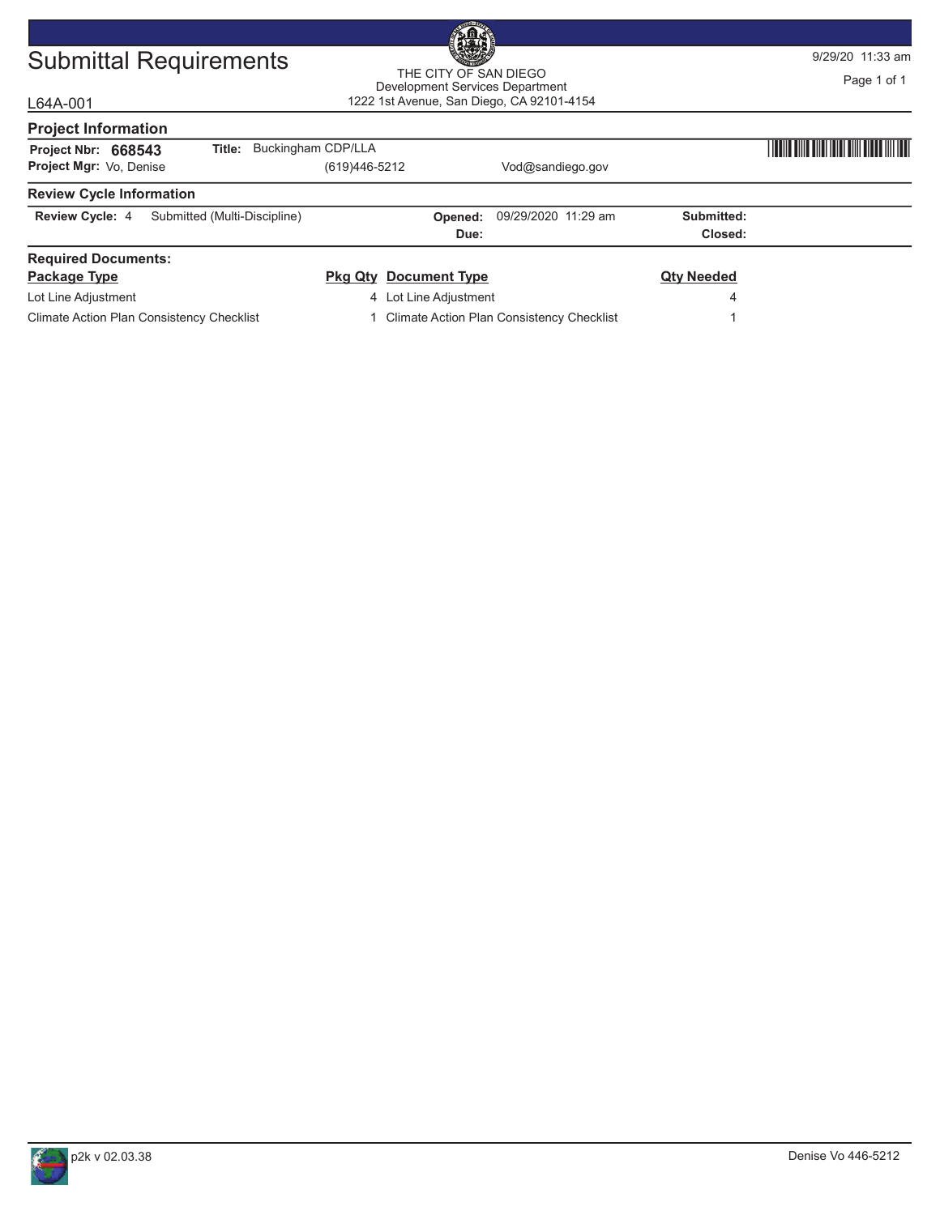# Submittal Requirements

THE CITY OF SAN DIEGO
Development Services Department
1222 1st Avenue, San Diego, CA 92101-4154

9/29/20 11:33 am

L64A-001

## Project Information

**Project Nbr:** **668543** **Title:** Buckingham CDP/LLA
**Project Mgr:** Vo, Denise (619)446-5212 Vod@sandiego.gov

## Review Cycle Information

**Review Cycle:** 4 Submitted (Multi-Discipline) **Opened:** 09/29/2020 11:29 am **Submitted:**
**Due:** **Closed:**

## Required Documents:

| Package Type | Pkg Qty | Document Type | Qty Needed |
| --- | --- | --- | --- |
| Lot Line Adjustment | 4 | Lot Line Adjustment | 4 |
| Climate Action Plan Consistency Checklist | 1 | Climate Action Plan Consistency Checklist | 1 |

p2k v 02.03.38

Denise Vo 446-5212